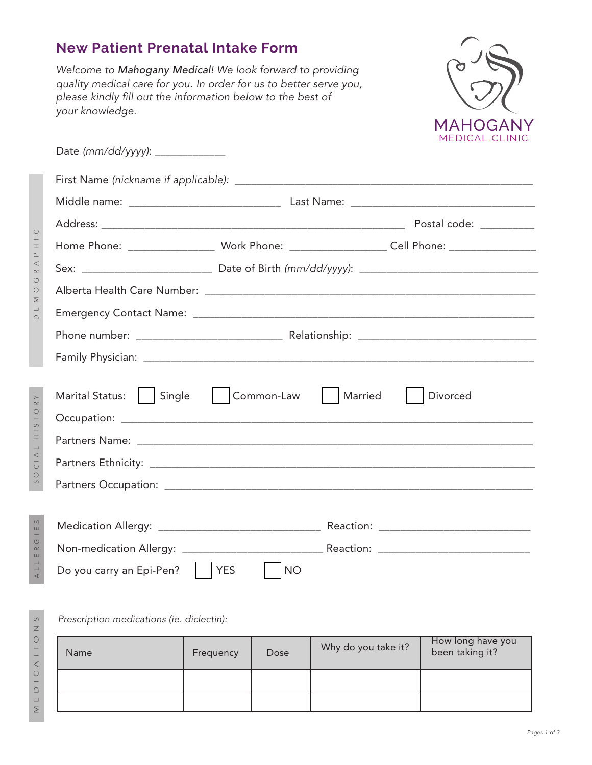# New Patient Prenatal Intake Form

*Welcome to **Mahogany Medical**! We look forward to providing quality medical care for you. In order for us to better serve you, please kindly fill out the information below to the best of your knowledge.*

MAHOGANY
MEDICAL CLINIC

Date *(mm/dd/yyyy)*: ____________

## DEMOGRAPHIC

First Name *(nickname if applicable)*: ______________________________

Middle name: ____________________ Last Name: ____________________

Address: ______________________________ Postal code: __________

Home Phone: ______________ Work Phone: ______________ Cell Phone: ______________

Sex: ____________________ Date of Birth *(mm/dd/yyyy)*: ____________________

Alberta Health Care Number: ______________________________

Emergency Contact Name: ______________________________

Phone number: ____________________ Relationship: ____________________

Family Physician: ______________________________

## SOCIAL HISTORY

Marital Status: ☐ Single ☐ Common-Law ☐ Married ☐ Divorced

Occupation: ______________________________

Partners Name: ______________________________

Partners Ethnicity: ______________________________

Partners Occupation: ______________________________

## ALLERGIES

Medication Allergy: ____________________ Reaction: ____________________

Non-medication Allergy: ____________________ Reaction: ____________________

Do you carry an Epi-Pen? ☐ YES ☐ NO

## MEDICATIONS

*Prescription medications (ie. diclectin):*

| Name | Frequency | Dose | Why do you take it? | How long have you been taking it? |
|---|---|---|---|---|
| | | | | |
| | | | | |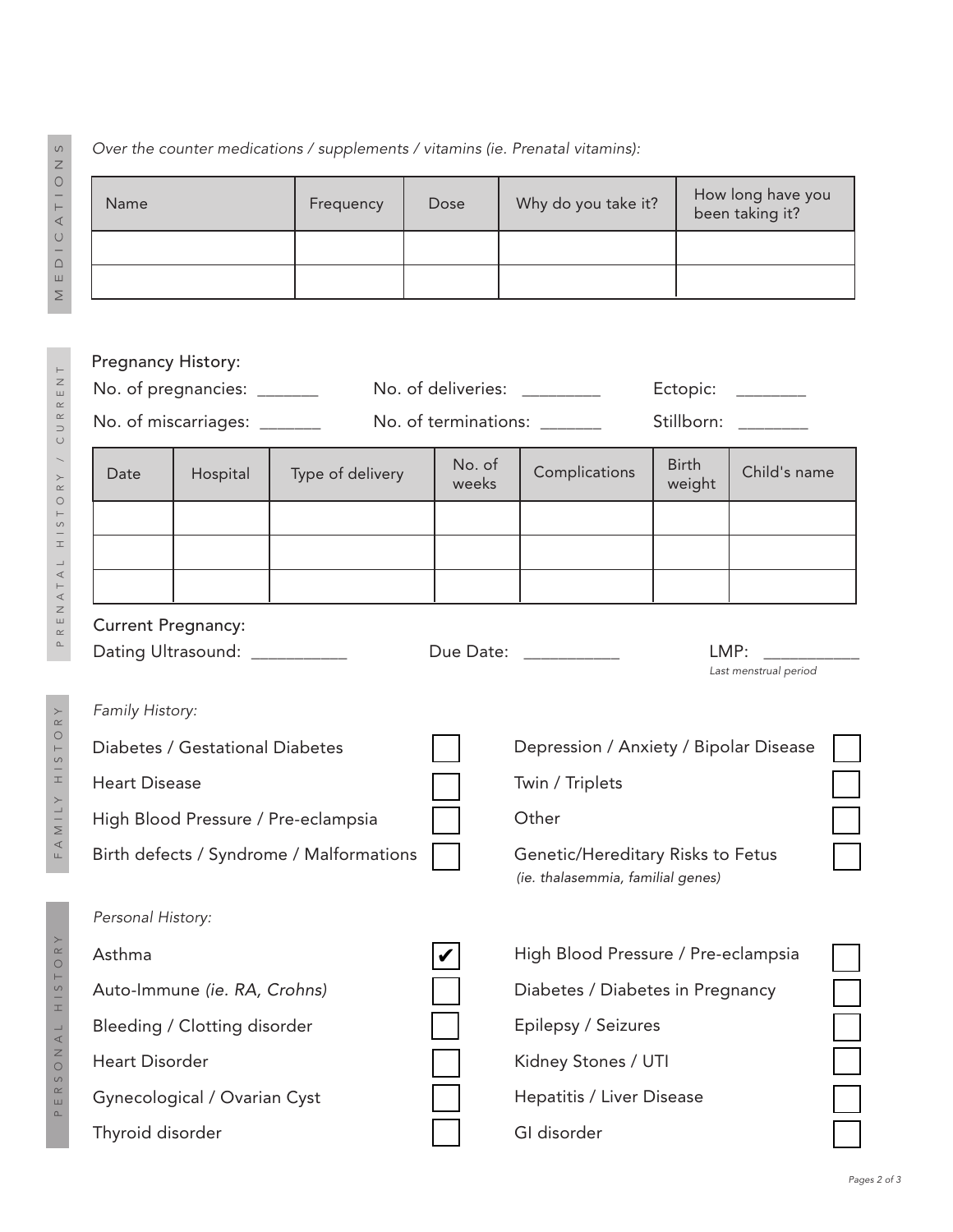## MEDICATIONS

*Over the counter medications / supplements / vitamins (ie. Prenatal vitamins):*

| Name | Frequency | Dose | Why do you take it? | How long have you been taking it? |
|---|---|---|---|---|
| | | | | |
| | | | | |

## PRENATAL HISTORY / CURRENT

Pregnancy History:

No. of pregnancies: _______ No. of deliveries: _________ Ectopic: ________

No. of miscarriages: _______ No. of terminations: _______ Stillborn: ________

| Date | Hospital | Type of delivery | No. of weeks | Complications | Birth weight | Child's name |
|---|---|---|---|---|---|---|
| | | | | | | |
| | | | | | | |
| | | | | | | |

Current Pregnancy:

Dating Ultrasound: ___________ Due Date: ___________ LMP: ___________
*Last menstrual period*

## FAMILY HISTORY

*Family History:*

- [ ] Diabetes / Gestational Diabetes
- [ ] Heart Disease
- [ ] High Blood Pressure / Pre-eclampsia
- [ ] Birth defects / Syndrome / Malformations
- [ ] Depression / Anxiety / Bipolar Disease
- [ ] Twin / Triplets
- [ ] Other
- [ ] Genetic/Hereditary Risks to Fetus *(ie. thalasemmia, familial genes)*

## PERSONAL HISTORY

*Personal History:*

- [x] Asthma
- [ ] Auto-Immune *(ie. RA, Crohns)*
- [ ] Bleeding / Clotting disorder
- [ ] Heart Disorder
- [ ] Gynecological / Ovarian Cyst
- [ ] Thyroid disorder
- [ ] High Blood Pressure / Pre-eclampsia
- [ ] Diabetes / Diabetes in Pregnancy
- [ ] Epilepsy / Seizures
- [ ] Kidney Stones / UTI
- [ ] Hepatitis / Liver Disease
- [ ] GI disorder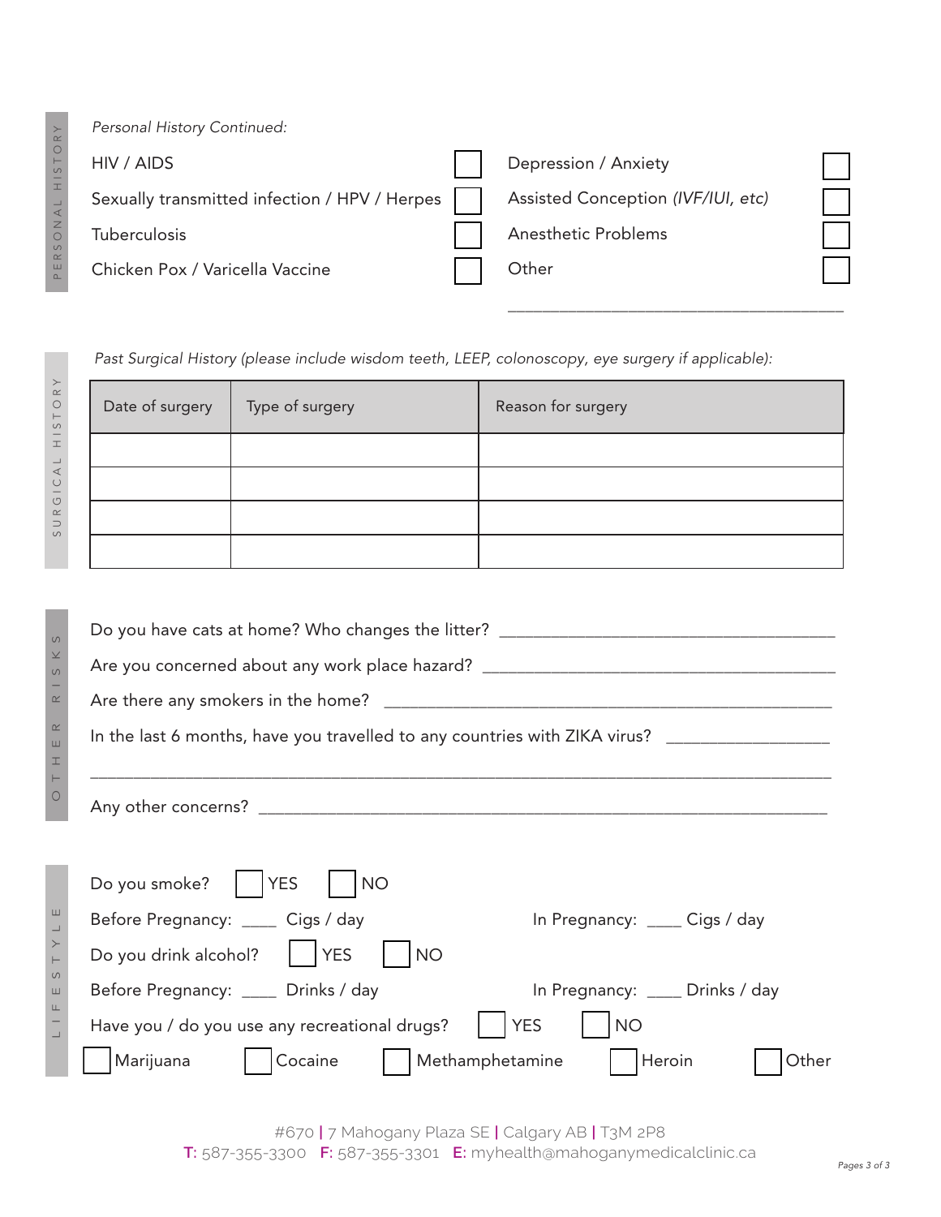PERSONAL HISTORY

*Personal History Continued:*

| | | | |
|---|---|---|---|
| HIV / AIDS | ☐ | Depression / Anxiety | ☐ |
| Sexually transmitted infection / HPV / Herpes | ☐ | Assisted Conception *(IVF/IUI, etc)* | ☐ |
| Tuberculosis | ☐ | Anesthetic Problems | ☐ |
| Chicken Pox / Varicella Vaccine | ☐ | Other | ☐ |

______________________________________

SURGICAL HISTORY

*Past Surgical History (please include wisdom teeth, LEEP, colonoscopy, eye surgery if applicable):*

| Date of surgery | Type of surgery | Reason for surgery |
|---|---|---|
| | | |
| | | |
| | | |
| | | |

OTHER RISKS

Do you have cats at home? Who changes the litter? ______________________________________

Are you concerned about any work place hazard? ______________________________________

Are there any smokers in the home? ______________________________________

In the last 6 months, have you travelled to any countries with ZIKA virus? _________________

______________________________________________________________________________

Any other concerns? ______________________________________________________________

LIFESTYLE

Do you smoke? ☐ YES ☐ NO

Before Pregnancy: ____ Cigs / day In Pregnancy: ____ Cigs / day

Do you drink alcohol? ☐ YES ☐ NO

Before Pregnancy: ____ Drinks / day In Pregnancy: ____ Drinks / day

Have you / do you use any recreational drugs? ☐ YES ☐ NO

☐ Marijuana ☐ Cocaine ☐ Methamphetamine ☐ Heroin ☐ Other

#670 | 7 Mahogany Plaza SE | Calgary AB | T3M 2P8
T: 587-355-3300 F: 587-355-3301 E: myhealth@mahoganymedicalclinic.ca